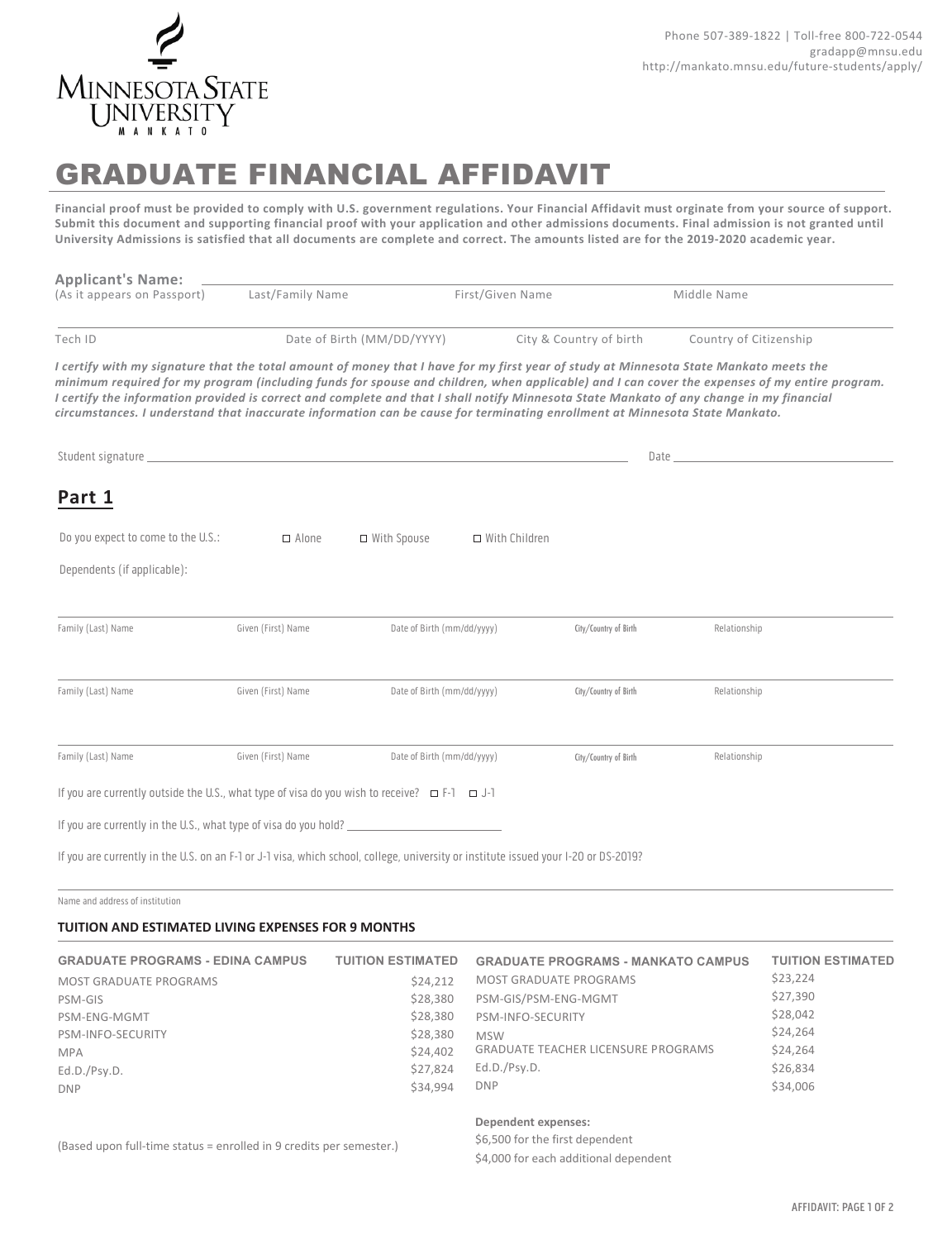Minnesota State University Mankato

Phone 507-389-1822 | Toll-free 800-722-0544
gradapp@mnsu.edu
http://mankato.mnsu.edu/future-students/apply/

# GRADUATE FINANCIAL AFFIDAVIT

**Financial proof must be provided to comply with U.S. government regulations. Your Financial Affidavit must orginate from your source of support. Submit this document and supporting financial proof with your application and other admissions documents. Final admission is not granted until University Admissions is satisfied that all documents are complete and correct. The amounts listed are for the 2019-2020 academic year.**

**Applicant's Name:** ____________________
(As it appears on Passport) Last/Family Name First/Given Name Middle Name

Tech ID ____ Date of Birth (MM/DD/YYYY) ____ City & Country of birth ____ Country of Citizenship ____

***I certify with my signature that the total amount of money that I have for my first year of study at Minnesota State Mankato meets the minimum required for my program (including funds for spouse and children, when applicable) and I can cover the expenses of my entire program. I certify the information provided is correct and complete and that I shall notify Minnesota State Mankato of any change in my financial circumstances. I understand that inaccurate information can be cause for terminating enrollment at Minnesota State Mankato.***

Student signature ____________________ Date ____________________

## Part 1

Do you expect to come to the U.S.: ☐ Alone ☐ With Spouse ☐ With Children

Dependents (if applicable):

| Family (Last) Name | Given (First) Name | Date of Birth (mm/dd/yyyy) | City/Country of Birth | Relationship |
|---|---|---|---|---|
| | | | | |
| | | | | |
| | | | | |

If you are currently outside the U.S., what type of visa do you wish to receive? ☐ F-1 ☐ J-1

If you are currently in the U.S., what type of visa do you hold? ____________________

If you are currently in the U.S. on an F-1 or J-1 visa, which school, college, university or institute issued your I-20 or DS-2019?

____________________
Name and address of institution

**TUITION AND ESTIMATED LIVING EXPENSES FOR 9 MONTHS**

| GRADUATE PROGRAMS - EDINA CAMPUS | TUITION ESTIMATED |
|---|---|
| MOST GRADUATE PROGRAMS | $24,212 |
| PSM-GIS | $28,380 |
| PSM-ENG-MGMT | $28,380 |
| PSM-INFO-SECURITY | $28,380 |
| MPA | $24,402 |
| Ed.D./Psy.D. | $27,824 |
| DNP | $34,994 |

| GRADUATE PROGRAMS - MANKATO CAMPUS | TUITION ESTIMATED |
|---|---|
| MOST GRADUATE PROGRAMS | $23,224 |
| PSM-GIS/PSM-ENG-MGMT | $27,390 |
| PSM-INFO-SECURITY | $28,042 |
| MSW | $24,264 |
| GRADUATE TEACHER LICENSURE PROGRAMS | $24,264 |
| Ed.D./Psy.D. | $26,834 |
| DNP | $34,006 |

(Based upon full-time status = enrolled in 9 credits per semester.)

**Dependent expenses:**
$6,500 for the first dependent
$4,000 for each additional dependent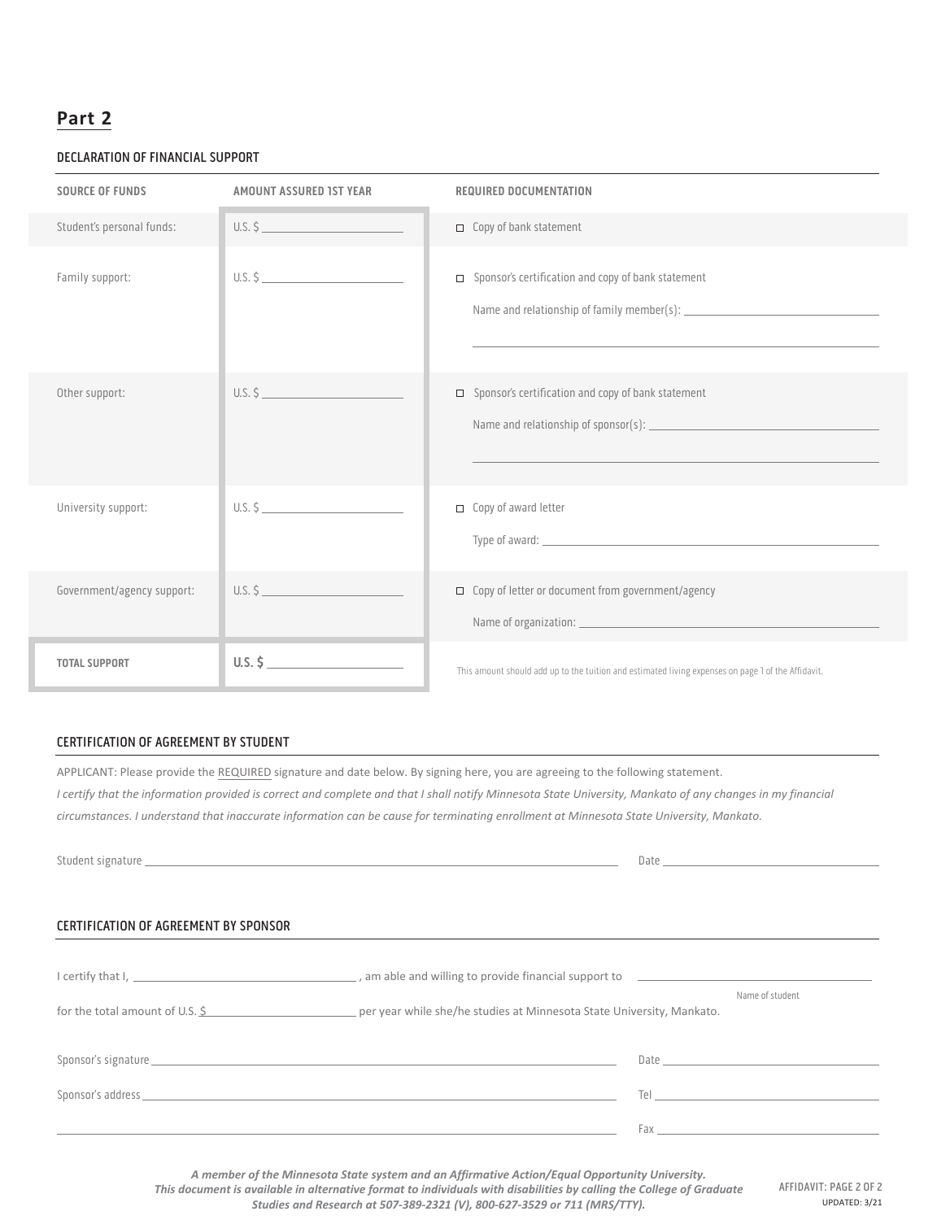## Part 2

### DECLARATION OF FINANCIAL SUPPORT

| SOURCE OF FUNDS | AMOUNT ASSURED 1ST YEAR | REQUIRED DOCUMENTATION |
|---|---|---|
| Student's personal funds: | U.S. $ ______________ | ☐ Copy of bank statement |
| Family support: | U.S. $ ______________ | ☐ Sponsor's certification and copy of bank statement<br>Name and relationship of family member(s): ______________ |
| Other support: | U.S. $ ______________ | ☐ Sponsor's certification and copy of bank statement<br>Name and relationship of sponsor(s): ______________ |
| University support: | U.S. $ ______________ | ☐ Copy of award letter<br>Type of award: ______________ |
| Government/agency support: | U.S. $ ______________ | ☐ Copy of letter or document from government/agency<br>Name of organization: ______________ |
| **TOTAL SUPPORT** | **U.S. $** ______________ | This amount should add up to the tuition and estimated living expenses on page 1 of the Affidavit. |

### CERTIFICATION OF AGREEMENT BY STUDENT

APPLICANT: Please provide the REQUIRED signature and date below. By signing here, you are agreeing to the following statement.

*I certify that the information provided is correct and complete and that I shall notify Minnesota State University, Mankato of any changes in my financial circumstances. I understand that inaccurate information can be cause for terminating enrollment at Minnesota State University, Mankato.*

Student signature ______________________________ Date ______________

### CERTIFICATION OF AGREEMENT BY SPONSOR

I certify that I, ______________________ , am able and willing to provide financial support to ______________________
(Name of student)

for the total amount of U.S. $ ______________ per year while she/he studies at Minnesota State University, Mankato.

Sponsor's signature ______________________________ Date ______________

Sponsor's address ______________________________ Tel ______________

______________________________ Fax ______________

***A member of the Minnesota State system and an Affirmative Action/Equal Opportunity University. This document is available in alternative format to individuals with disabilities by calling the College of Graduate Studies and Research at 507-389-2321 (V), 800-627-3529 or 711 (MRS/TTY).***

AFFIDAVIT: PAGE 2 OF 2
UPDATED: 3/21